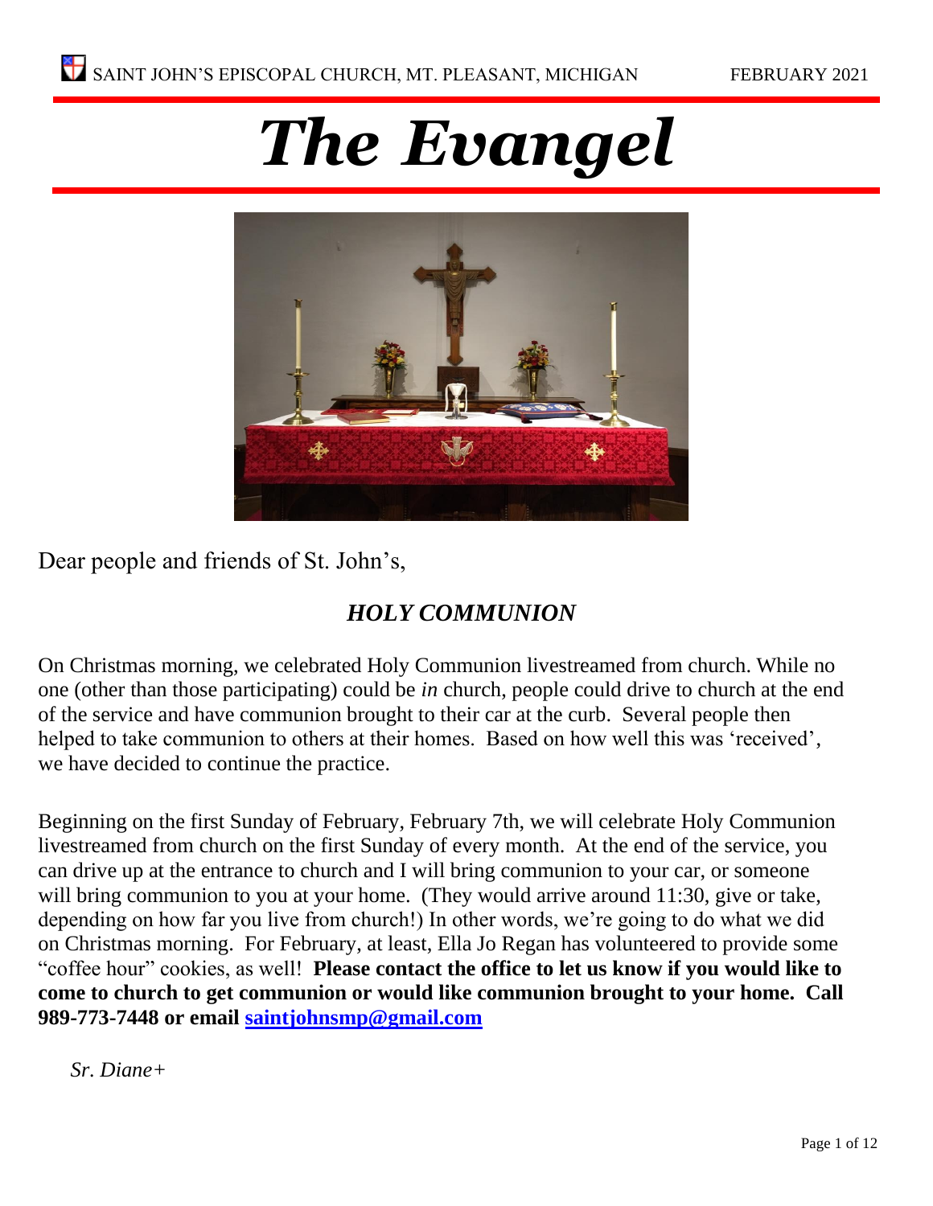SAINT JOHN'S EPISCOPAL CHURCH, MT. PLEASANT, MICHIGAN FEBRUARY 2021

# *The Evangel*

Dear people and friends of St. John's,

## *HOLY COMMUNION*

On Christmas morning, we celebrated Holy Communion livestreamed from church. While no one (other than those participating) could be *in* church, people could drive to church at the end of the service and have communion brought to their car at the curb. Several people then helped to take communion to others at their homes. Based on how well this was 'received', we have decided to continue the practice.

Beginning on the first Sunday of February, February 7th, we will celebrate Holy Communion livestreamed from church on the first Sunday of every month. At the end of the service, you can drive up at the entrance to church and I will bring communion to your car, or someone will bring communion to you at your home. (They would arrive around 11:30, give or take, depending on how far you live from church!) In other words, we're going to do what we did on Christmas morning. For February, at least, Ella Jo Regan has volunteered to provide some "coffee hour" cookies, as well! **Please contact the office to let us know if you would like to come to church to get communion or would like communion brought to your home. Call 989-773-7448 or email saintjohnsmp@gmail.com**

*Sr. Diane+*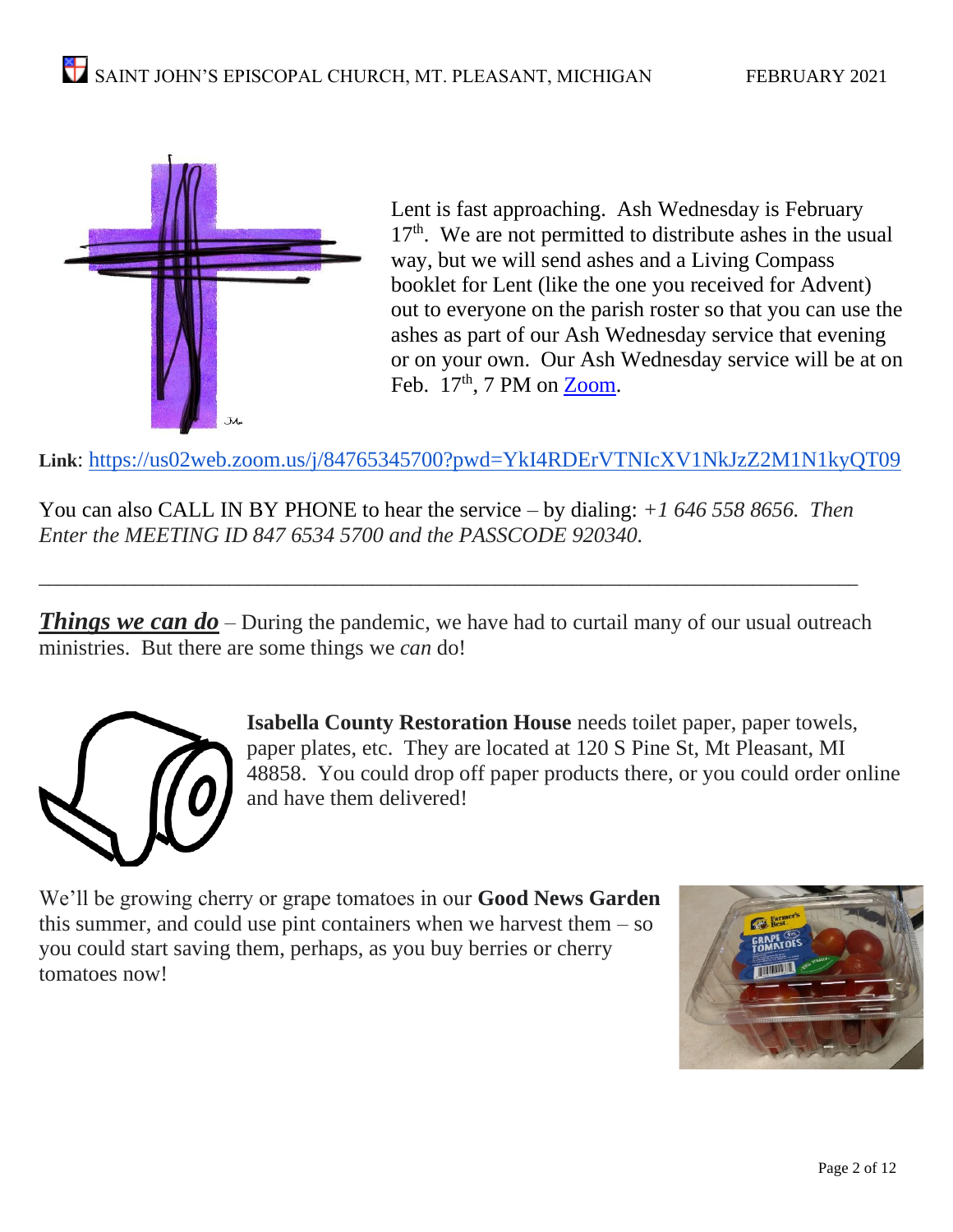Lent is fast approaching. Ash Wednesday is February 17th. We are not permitted to distribute ashes in the usual way, but we will send ashes and a Living Compass booklet for Lent (like the one you received for Advent) out to everyone on the parish roster so that you can use the ashes as part of our Ash Wednesday service that evening or on your own. Our Ash Wednesday service will be at on Feb. 17th, 7 PM on [Zoom](https://us02web.zoom.us/j/84765345700?pwd=YkI4RDErVTNIcXV1NkJzZ2M1N1kyQT09).

**Link**: https://us02web.zoom.us/j/84765345700?pwd=YkI4RDErVTNIcXV1NkJzZ2M1N1kyQT09

You can also CALL IN BY PHONE to hear the service – by dialing: *+1 646 558 8656. Then Enter the MEETING ID 847 6534 5700 and the PASSCODE 920340.*

---

***Things we can do*** – During the pandemic, we have had to curtail many of our usual outreach ministries. But there are some things we *can* do!

**Isabella County Restoration House** needs toilet paper, paper towels, paper plates, etc. They are located at 120 S Pine St, Mt Pleasant, MI 48858. You could drop off paper products there, or you could order online and have them delivered!

We'll be growing cherry or grape tomatoes in our **Good News Garden** this summer, and could use pint containers when we harvest them – so you could start saving them, perhaps, as you buy berries or cherry tomatoes now!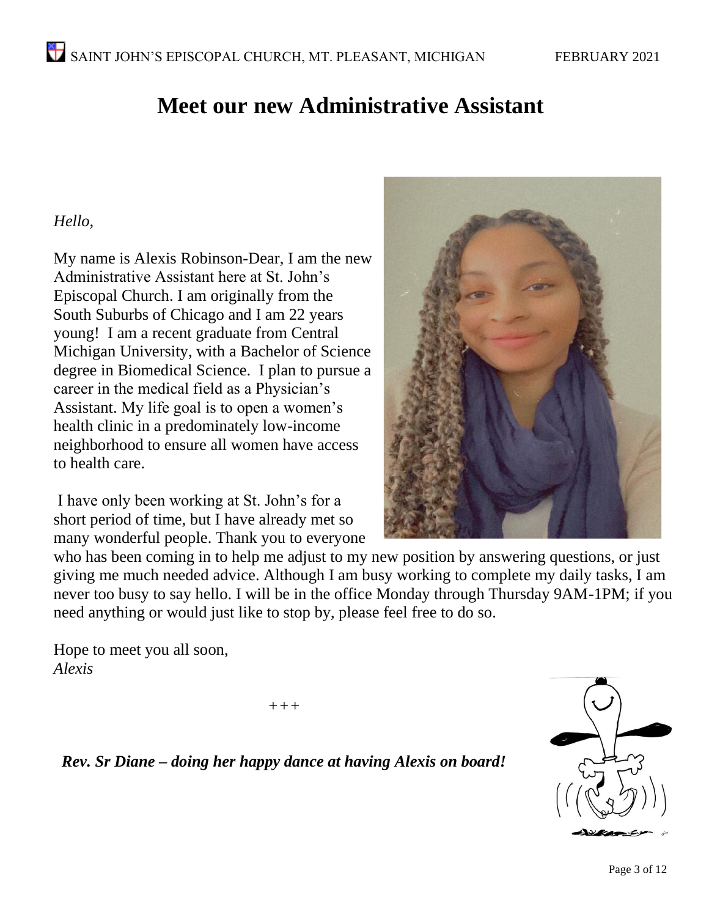# Meet our new Administrative Assistant

*Hello,*

My name is Alexis Robinson-Dear, I am the new Administrative Assistant here at St. John's Episcopal Church. I am originally from the South Suburbs of Chicago and I am 22 years young! I am a recent graduate from Central Michigan University, with a Bachelor of Science degree in Biomedical Science. I plan to pursue a career in the medical field as a Physician's Assistant. My life goal is to open a women's health clinic in a predominately low-income neighborhood to ensure all women have access to health care.

I have only been working at St. John's for a short period of time, but I have already met so many wonderful people. Thank you to everyone who has been coming in to help me adjust to my new position by answering questions, or just giving me much needed advice. Although I am busy working to complete my daily tasks, I am never too busy to say hello. I will be in the office Monday through Thursday 9AM-1PM; if you need anything or would just like to stop by, please feel free to do so.

Hope to meet you all soon,
*Alexis*

+++

***Rev. Sr Diane – doing her happy dance at having Alexis on board!***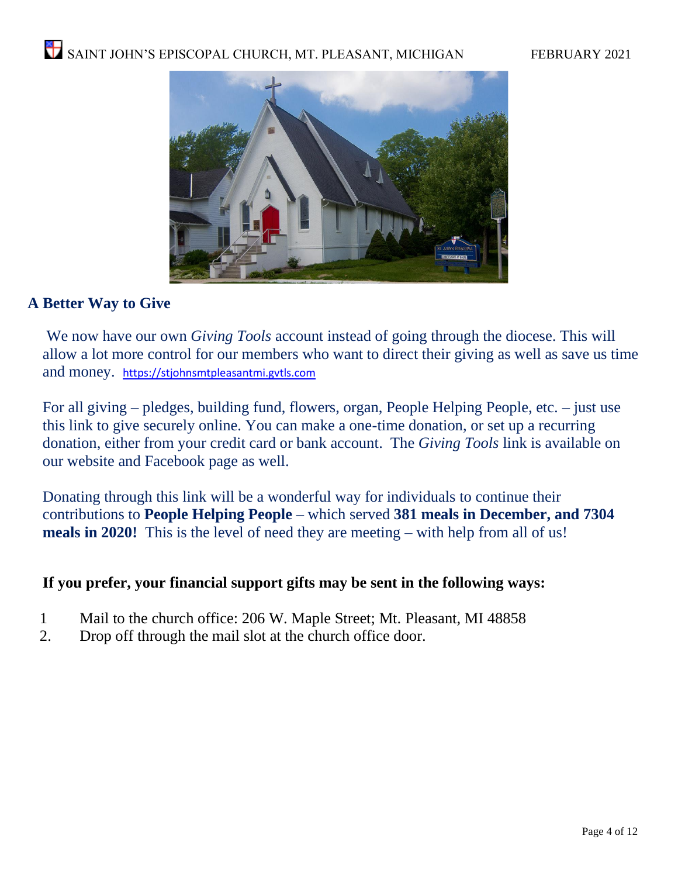## A Better Way to Give

We now have our own *Giving Tools* account instead of going through the diocese. This will allow a lot more control for our members who want to direct their giving as well as save us time and money. https://stjohnsmtpleasantmi.gvtls.com

For all giving – pledges, building fund, flowers, organ, People Helping People, etc. – just use this link to give securely online. You can make a one-time donation, or set up a recurring donation, either from your credit card or bank account. The *Giving Tools* link is available on our website and Facebook page as well.

Donating through this link will be a wonderful way for individuals to continue their contributions to **People Helping People** – which served **381 meals in December, and 7304 meals in 2020!** This is the level of need they are meeting – with help from all of us!

**If you prefer, your financial support gifts may be sent in the following ways:**

1. Mail to the church office: 206 W. Maple Street; Mt. Pleasant, MI 48858
2. Drop off through the mail slot at the church office door.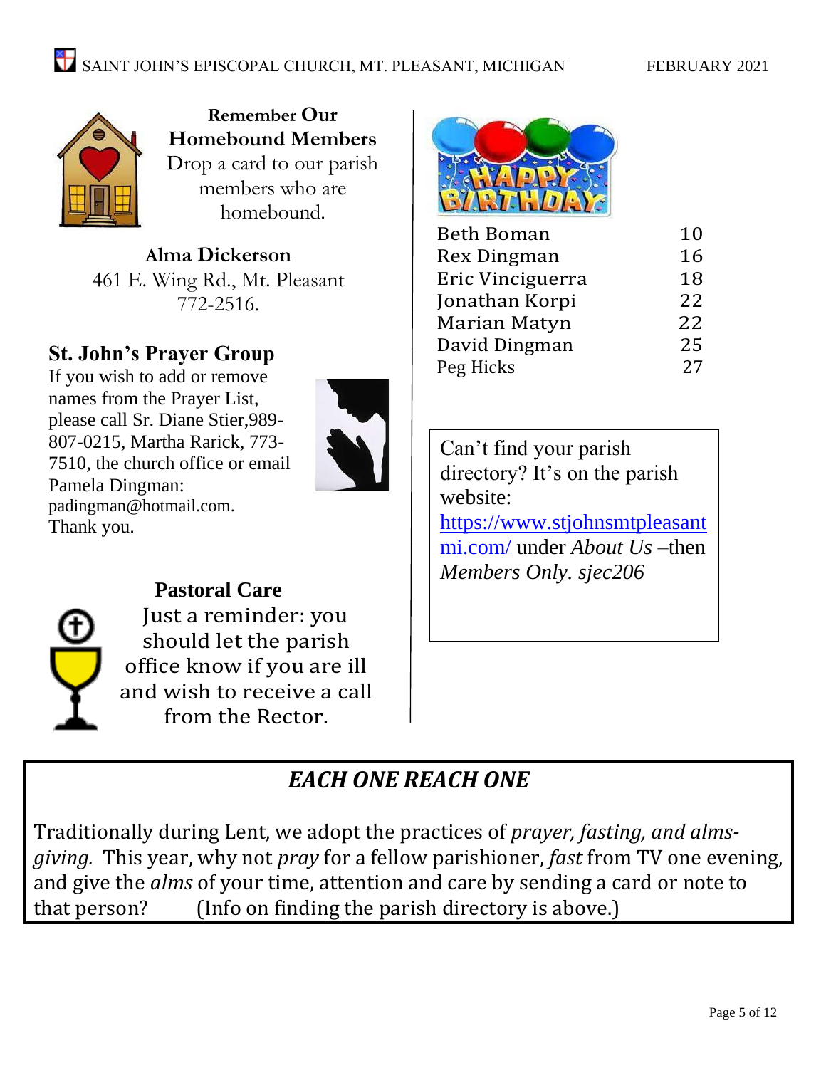## Remember Our Homebound Members

Drop a card to our parish members who are homebound.

**Alma Dickerson**
461 E. Wing Rd., Mt. Pleasant
772-2516.

## St. John's Prayer Group

If you wish to add or remove names from the Prayer List, please call Sr. Diane Stier,989-807-0215, Martha Rarick, 773-7510, the church office or email Pamela Dingman: padingman@hotmail.com.
Thank you.

## Pastoral Care

Just a reminder: you should let the parish office know if you are ill and wish to receive a call from the Rector.

## HAPPY BIRTHDAY

| | |
|---|---|
| Beth Boman | 10 |
| Rex Dingman | 16 |
| Eric Vinciguerra | 18 |
| Jonathan Korpi | 22 |
| Marian Matyn | 22 |
| David Dingman | 25 |
| Peg Hicks | 27 |

Can't find your parish directory? It's on the parish website: https://www.stjohnsmtpleasantmi.com/ under *About Us* –then *Members Only. sjec206*

## *EACH ONE REACH ONE*

Traditionally during Lent, we adopt the practices of *prayer, fasting, and alms-giving.* This year, why not *pray* for a fellow parishioner, *fast* from TV one evening, and give the *alms* of your time, attention and care by sending a card or note to that person? (Info on finding the parish directory is above.)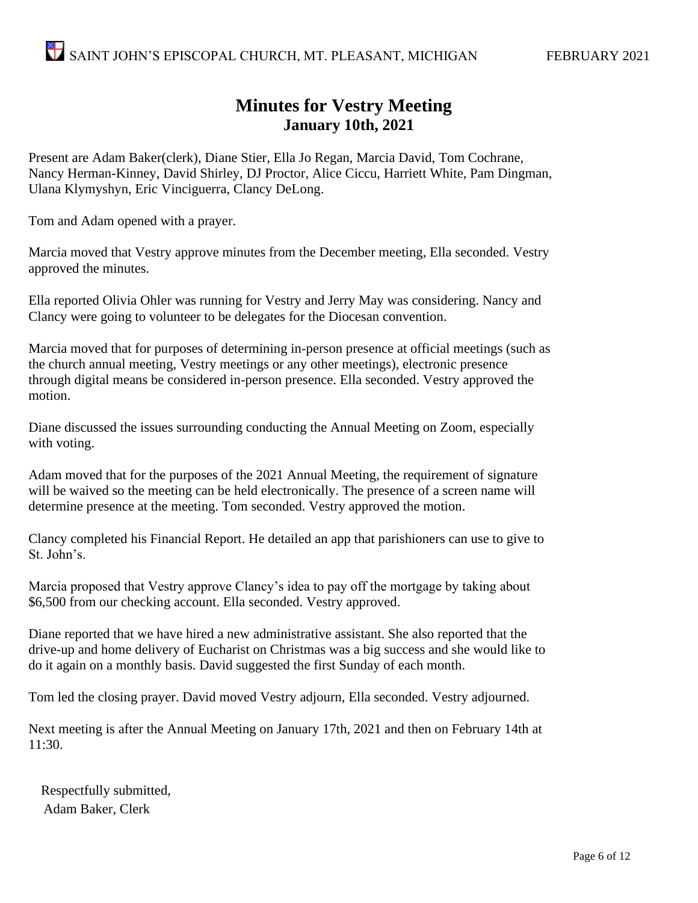# Minutes for Vestry Meeting

## January 10th, 2021

Present are Adam Baker(clerk), Diane Stier, Ella Jo Regan, Marcia David, Tom Cochrane, Nancy Herman-Kinney, David Shirley, DJ Proctor, Alice Ciccu, Harriett White, Pam Dingman, Ulana Klymyshyn, Eric Vinciguerra, Clancy DeLong.

Tom and Adam opened with a prayer.

Marcia moved that Vestry approve minutes from the December meeting, Ella seconded. Vestry approved the minutes.

Ella reported Olivia Ohler was running for Vestry and Jerry May was considering. Nancy and Clancy were going to volunteer to be delegates for the Diocesan convention.

Marcia moved that for purposes of determining in-person presence at official meetings (such as the church annual meeting, Vestry meetings or any other meetings), electronic presence through digital means be considered in-person presence. Ella seconded. Vestry approved the motion.

Diane discussed the issues surrounding conducting the Annual Meeting on Zoom, especially with voting.

Adam moved that for the purposes of the 2021 Annual Meeting, the requirement of signature will be waived so the meeting can be held electronically. The presence of a screen name will determine presence at the meeting. Tom seconded. Vestry approved the motion.

Clancy completed his Financial Report. He detailed an app that parishioners can use to give to St. John's.

Marcia proposed that Vestry approve Clancy's idea to pay off the mortgage by taking about $6,500 from our checking account. Ella seconded. Vestry approved.

Diane reported that we have hired a new administrative assistant. She also reported that the drive-up and home delivery of Eucharist on Christmas was a big success and she would like to do it again on a monthly basis. David suggested the first Sunday of each month.

Tom led the closing prayer. David moved Vestry adjourn, Ella seconded. Vestry adjourned.

Next meeting is after the Annual Meeting on January 17th, 2021 and then on February 14th at 11:30.

Respectfully submitted,
Adam Baker, Clerk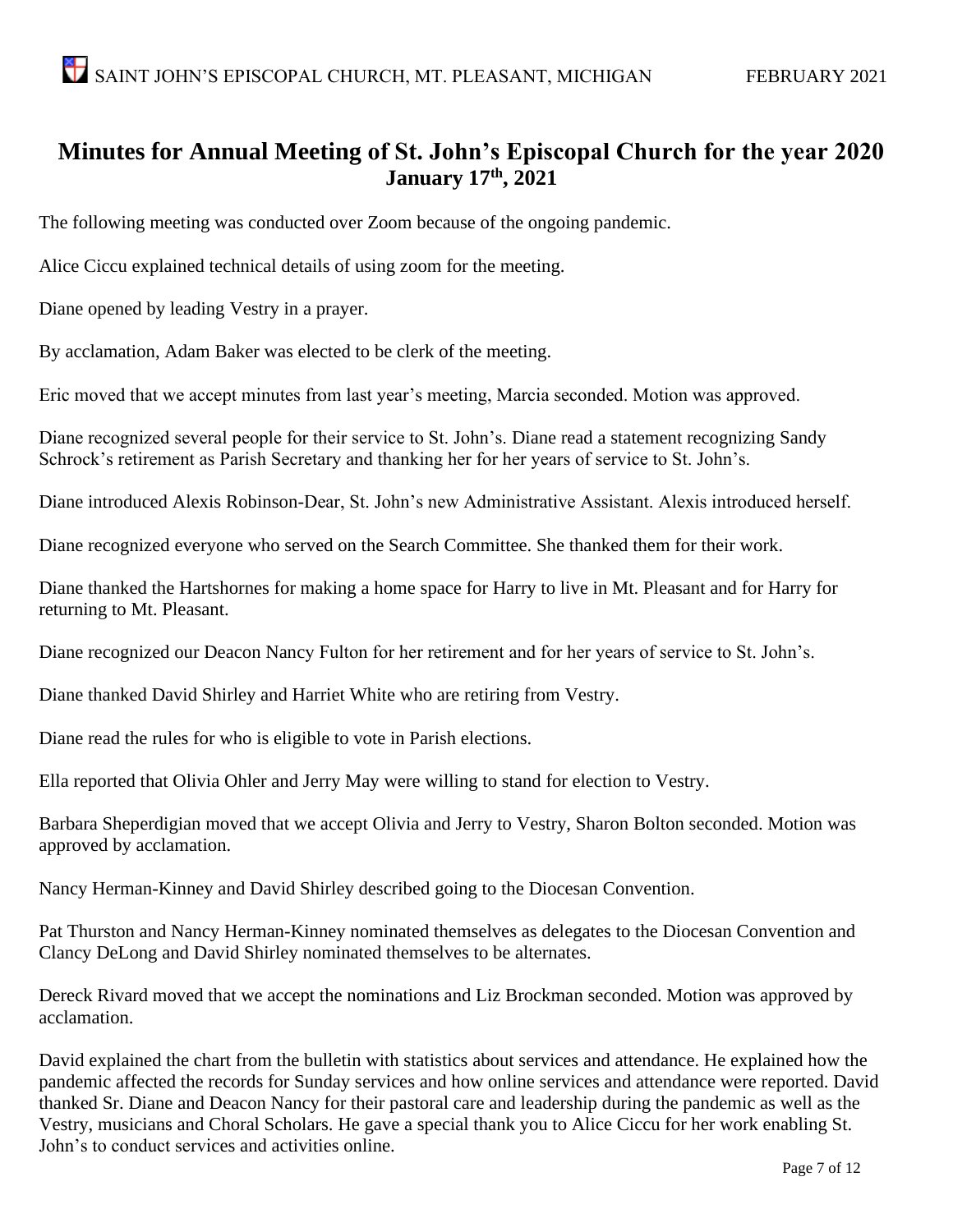# Minutes for Annual Meeting of St. John's Episcopal Church for the year 2020

## January 17th, 2021

The following meeting was conducted over Zoom because of the ongoing pandemic.

Alice Ciccu explained technical details of using zoom for the meeting.

Diane opened by leading Vestry in a prayer.

By acclamation, Adam Baker was elected to be clerk of the meeting.

Eric moved that we accept minutes from last year's meeting, Marcia seconded. Motion was approved.

Diane recognized several people for their service to St. John's. Diane read a statement recognizing Sandy Schrock's retirement as Parish Secretary and thanking her for her years of service to St. John's.

Diane introduced Alexis Robinson-Dear, St. John's new Administrative Assistant. Alexis introduced herself.

Diane recognized everyone who served on the Search Committee. She thanked them for their work.

Diane thanked the Hartshornes for making a home space for Harry to live in Mt. Pleasant and for Harry for returning to Mt. Pleasant.

Diane recognized our Deacon Nancy Fulton for her retirement and for her years of service to St. John's.

Diane thanked David Shirley and Harriet White who are retiring from Vestry.

Diane read the rules for who is eligible to vote in Parish elections.

Ella reported that Olivia Ohler and Jerry May were willing to stand for election to Vestry.

Barbara Sheperdigian moved that we accept Olivia and Jerry to Vestry, Sharon Bolton seconded. Motion was approved by acclamation.

Nancy Herman-Kinney and David Shirley described going to the Diocesan Convention.

Pat Thurston and Nancy Herman-Kinney nominated themselves as delegates to the Diocesan Convention and Clancy DeLong and David Shirley nominated themselves to be alternates.

Dereck Rivard moved that we accept the nominations and Liz Brockman seconded. Motion was approved by acclamation.

David explained the chart from the bulletin with statistics about services and attendance. He explained how the pandemic affected the records for Sunday services and how online services and attendance were reported. David thanked Sr. Diane and Deacon Nancy for their pastoral care and leadership during the pandemic as well as the Vestry, musicians and Choral Scholars. He gave a special thank you to Alice Ciccu for her work enabling St. John's to conduct services and activities online.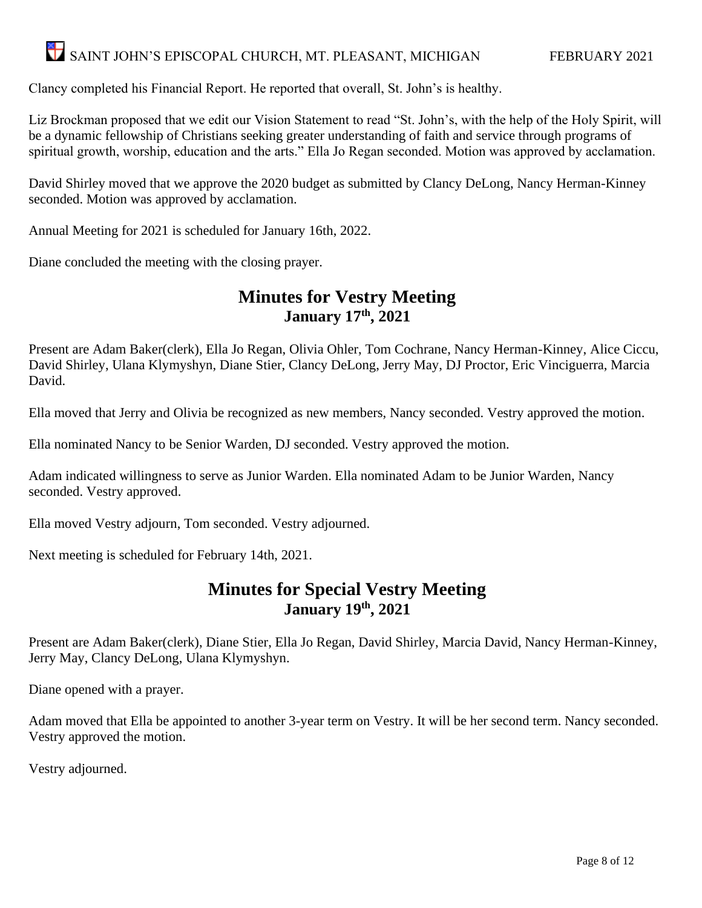Clancy completed his Financial Report. He reported that overall, St. John's is healthy.

Liz Brockman proposed that we edit our Vision Statement to read "St. John's, with the help of the Holy Spirit, will be a dynamic fellowship of Christians seeking greater understanding of faith and service through programs of spiritual growth, worship, education and the arts." Ella Jo Regan seconded. Motion was approved by acclamation.

David Shirley moved that we approve the 2020 budget as submitted by Clancy DeLong, Nancy Herman-Kinney seconded. Motion was approved by acclamation.

Annual Meeting for 2021 is scheduled for January 16th, 2022.

Diane concluded the meeting with the closing prayer.

## Minutes for Vestry Meeting
### January 17th, 2021

Present are Adam Baker(clerk), Ella Jo Regan, Olivia Ohler, Tom Cochrane, Nancy Herman-Kinney, Alice Ciccu, David Shirley, Ulana Klymyshyn, Diane Stier, Clancy DeLong, Jerry May, DJ Proctor, Eric Vinciguerra, Marcia David.

Ella moved that Jerry and Olivia be recognized as new members, Nancy seconded. Vestry approved the motion.

Ella nominated Nancy to be Senior Warden, DJ seconded. Vestry approved the motion.

Adam indicated willingness to serve as Junior Warden. Ella nominated Adam to be Junior Warden, Nancy seconded. Vestry approved.

Ella moved Vestry adjourn, Tom seconded. Vestry adjourned.

Next meeting is scheduled for February 14th, 2021.

## Minutes for Special Vestry Meeting
### January 19th, 2021

Present are Adam Baker(clerk), Diane Stier, Ella Jo Regan, David Shirley, Marcia David, Nancy Herman-Kinney, Jerry May, Clancy DeLong, Ulana Klymyshyn.

Diane opened with a prayer.

Adam moved that Ella be appointed to another 3-year term on Vestry. It will be her second term. Nancy seconded. Vestry approved the motion.

Vestry adjourned.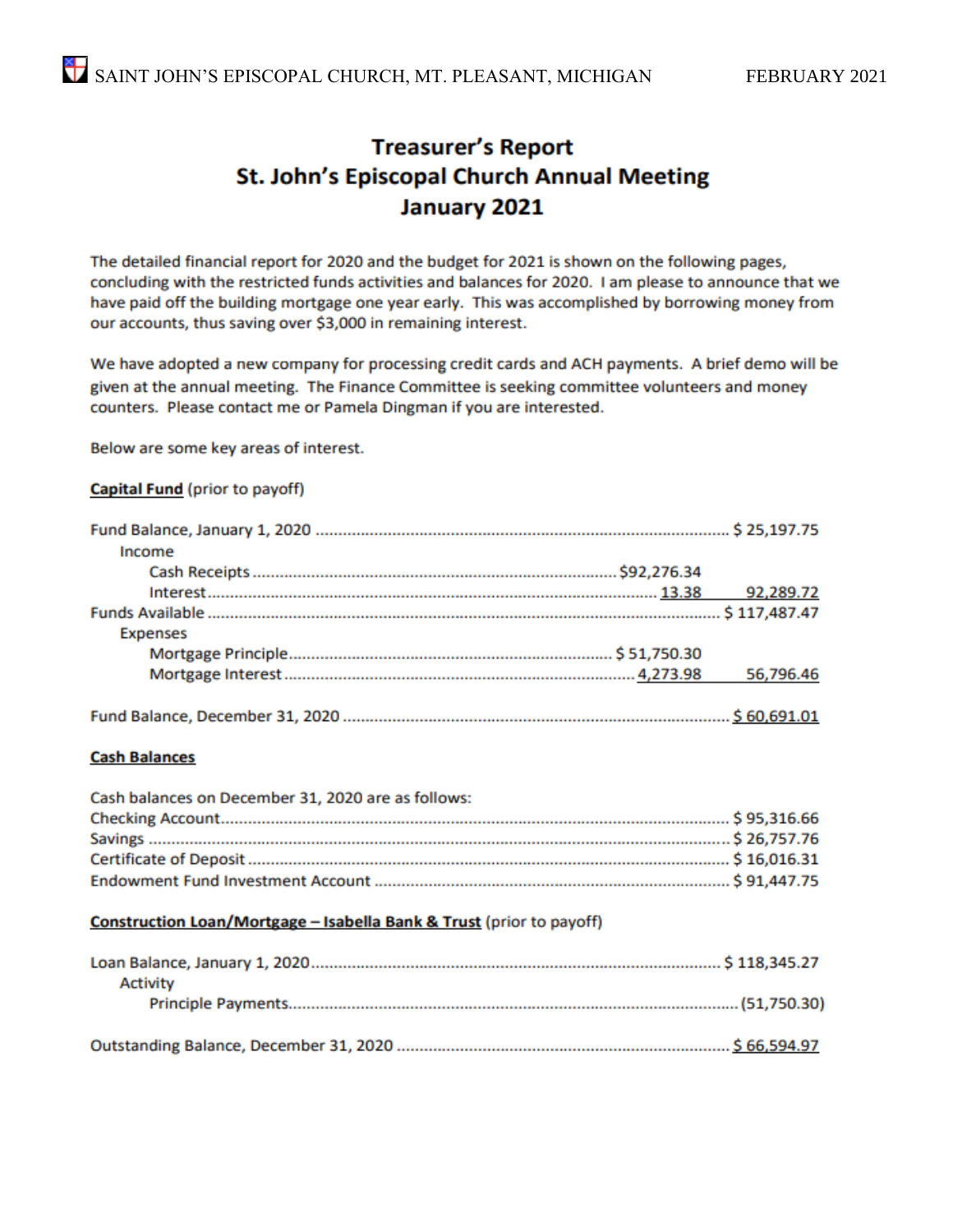# Treasurer's Report
# St. John's Episcopal Church Annual Meeting
# January 2021

The detailed financial report for 2020 and the budget for 2021 is shown on the following pages, concluding with the restricted funds activities and balances for 2020. I am please to announce that we have paid off the building mortgage one year early. This was accomplished by borrowing money from our accounts, thus saving over $3,000 in remaining interest.

We have adopted a new company for processing credit cards and ACH payments. A brief demo will be given at the annual meeting. The Finance Committee is seeking committee volunteers and money counters. Please contact me or Pamela Dingman if you are interested.

Below are some key areas of interest.

**Capital Fund** (prior to payoff)

| | | |
|---|---|---|
| Fund Balance, January 1, 2020 | | $ 25,197.75 |
| Income | | |
| Cash Receipts | $92,276.34 | |
| Interest | 13.38 | 92,289.72 |
| Funds Available | | $ 117,487.47 |
| Expenses | | |
| Mortgage Principle | $ 51,750.30 | |
| Mortgage Interest | 4,273.98 | 56,796.46 |
| Fund Balance, December 31, 2020 | | $ 60,691.01 |

**Cash Balances**

Cash balances on December 31, 2020 are as follows:

| | |
|---|---|
| Checking Account | $ 95,316.66 |
| Savings | $ 26,757.76 |
| Certificate of Deposit | $ 16,016.31 |
| Endowment Fund Investment Account | $ 91,447.75 |

**Construction Loan/Mortgage – Isabella Bank & Trust** (prior to payoff)

| | |
|---|---|
| Loan Balance, January 1, 2020 | $ 118,345.27 |
| Activity | |
| Principle Payments | (51,750.30) |
| Outstanding Balance, December 31, 2020 | $ 66,594.97 |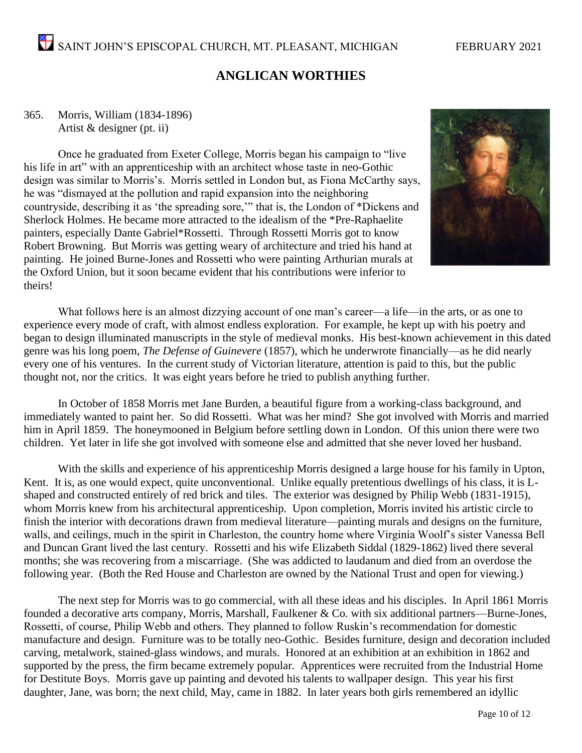## ANGLICAN WORTHIES

365. Morris, William (1834-1896)
Artist & designer (pt. ii)

Once he graduated from Exeter College, Morris began his campaign to "live his life in art" with an apprenticeship with an architect whose taste in neo-Gothic design was similar to Morris's. Morris settled in London but, as Fiona McCarthy says, he was "dismayed at the pollution and rapid expansion into the neighboring countryside, describing it as 'the spreading sore,'" that is, the London of *Dickens and Sherlock Holmes. He became more attracted to the idealism of the *Pre-Raphaelite painters, especially Dante Gabriel*Rossetti. Through Rossetti Morris got to know Robert Browning. But Morris was getting weary of architecture and tried his hand at painting. He joined Burne-Jones and Rossetti who were painting Arthurian murals at the Oxford Union, but it soon became evident that his contributions were inferior to theirs!

What follows here is an almost dizzying account of one man's career—a life—in the arts, or as one to experience every mode of craft, with almost endless exploration. For example, he kept up with his poetry and began to design illuminated manuscripts in the style of medieval monks. His best-known achievement in this dated genre was his long poem, *The Defense of Guinevere* (1857), which he underwrote financially—as he did nearly every one of his ventures. In the current study of Victorian literature, attention is paid to this, but the public thought not, nor the critics. It was eight years before he tried to publish anything further.

In October of 1858 Morris met Jane Burden, a beautiful figure from a working-class background, and immediately wanted to paint her. So did Rossetti. What was her mind? She got involved with Morris and married him in April 1859. The honeymooned in Belgium before settling down in London. Of this union there were two children. Yet later in life she got involved with someone else and admitted that she never loved her husband.

With the skills and experience of his apprenticeship Morris designed a large house for his family in Upton, Kent. It is, as one would expect, quite unconventional. Unlike equally pretentious dwellings of his class, it is L-shaped and constructed entirely of red brick and tiles. The exterior was designed by Philip Webb (1831-1915), whom Morris knew from his architectural apprenticeship. Upon completion, Morris invited his artistic circle to finish the interior with decorations drawn from medieval literature—painting murals and designs on the furniture, walls, and ceilings, much in the spirit in Charleston, the country home where Virginia Woolf's sister Vanessa Bell and Duncan Grant lived the last century. Rossetti and his wife Elizabeth Siddal (1829-1862) lived there several months; she was recovering from a miscarriage. (She was addicted to laudanum and died from an overdose the following year. (Both the Red House and Charleston are owned by the National Trust and open for viewing.)

The next step for Morris was to go commercial, with all these ideas and his disciples. In April 1861 Morris founded a decorative arts company, Morris, Marshall, Faulkener & Co. with six additional partners—Burne-Jones, Rossetti, of course, Philip Webb and others. They planned to follow Ruskin's recommendation for domestic manufacture and design. Furniture was to be totally neo-Gothic. Besides furniture, design and decoration included carving, metalwork, stained-glass windows, and murals. Honored at an exhibition at an exhibition in 1862 and supported by the press, the firm became extremely popular. Apprentices were recruited from the Industrial Home for Destitute Boys. Morris gave up painting and devoted his talents to wallpaper design. This year his first daughter, Jane, was born; the next child, May, came in 1882. In later years both girls remembered an idyllic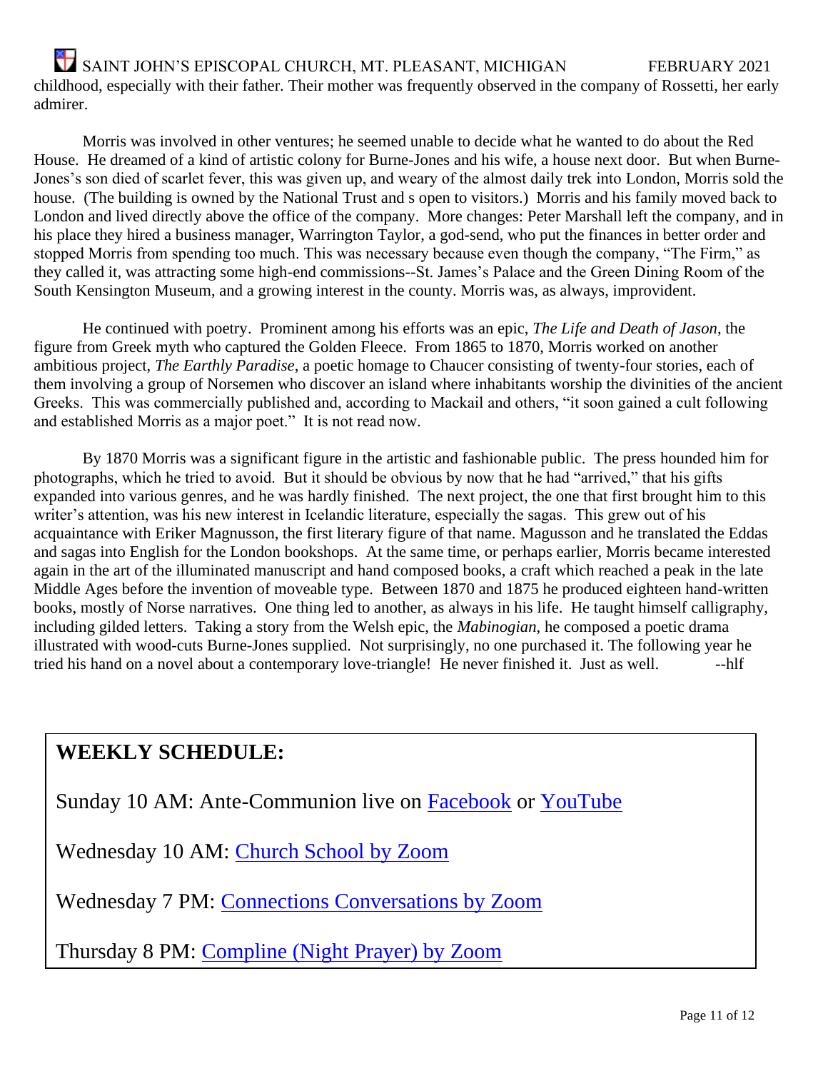childhood, especially with their father. Their mother was frequently observed in the company of Rossetti, her early admirer.

Morris was involved in other ventures; he seemed unable to decide what he wanted to do about the Red House. He dreamed of a kind of artistic colony for Burne-Jones and his wife, a house next door. But when Burne-Jones's son died of scarlet fever, this was given up, and weary of the almost daily trek into London, Morris sold the house. (The building is owned by the National Trust and s open to visitors.) Morris and his family moved back to London and lived directly above the office of the company. More changes: Peter Marshall left the company, and in his place they hired a business manager, Warrington Taylor, a god-send, who put the finances in better order and stopped Morris from spending too much. This was necessary because even though the company, "The Firm," as they called it, was attracting some high-end commissions--St. James's Palace and the Green Dining Room of the South Kensington Museum, and a growing interest in the county. Morris was, as always, improvident.

He continued with poetry. Prominent among his efforts was an epic, *The Life and Death of Jason*, the figure from Greek myth who captured the Golden Fleece. From 1865 to 1870, Morris worked on another ambitious project, *The Earthly Paradise*, a poetic homage to Chaucer consisting of twenty-four stories, each of them involving a group of Norsemen who discover an island where inhabitants worship the divinities of the ancient Greeks. This was commercially published and, according to Mackail and others, "it soon gained a cult following and established Morris as a major poet." It is not read now.

By 1870 Morris was a significant figure in the artistic and fashionable public. The press hounded him for photographs, which he tried to avoid. But it should be obvious by now that he had "arrived," that his gifts expanded into various genres, and he was hardly finished. The next project, the one that first brought him to this writer's attention, was his new interest in Icelandic literature, especially the sagas. This grew out of his acquaintance with Eriker Magnusson, the first literary figure of that name. Magusson and he translated the Eddas and sagas into English for the London bookshops. At the same time, or perhaps earlier, Morris became interested again in the art of the illuminated manuscript and hand composed books, a craft which reached a peak in the late Middle Ages before the invention of moveable type. Between 1870 and 1875 he produced eighteen hand-written books, mostly of Norse narratives. One thing led to another, as always in his life. He taught himself calligraphy, including gilded letters. Taking a story from the Welsh epic, the *Mabinogian*, he composed a poetic drama illustrated with wood-cuts Burne-Jones supplied. Not surprisingly, no one purchased it. The following year he tried his hand on a novel about a contemporary love-triangle! He never finished it. Just as well. --hlf

## WEEKLY SCHEDULE:

Sunday 10 AM: Ante-Communion live on Facebook or YouTube

Wednesday 10 AM: Church School by Zoom

Wednesday 7 PM: Connections Conversations by Zoom

Thursday 8 PM: Compline (Night Prayer) by Zoom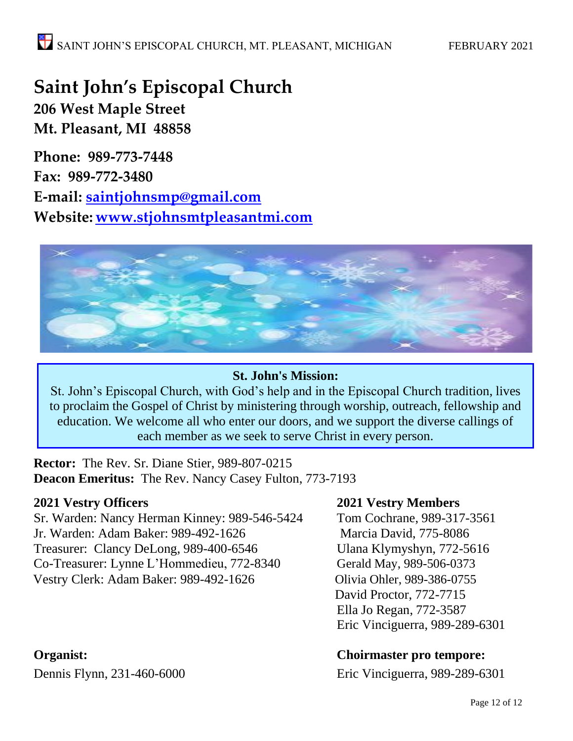# Saint John's Episcopal Church

**206 West Maple Street**
**Mt. Pleasant, MI 48858**

**Phone: 989-773-7448**
**Fax: 989-772-3480**
**E-mail: saintjohnsmp@gmail.com**
**Website: www.stjohnsmtpleasantmi.com**

**St. John's Mission:**
St. John's Episcopal Church, with God's help and in the Episcopal Church tradition, lives to proclaim the Gospel of Christ by ministering through worship, outreach, fellowship and education. We welcome all who enter our doors, and we support the diverse callings of each member as we seek to serve Christ in every person.

**Rector:** The Rev. Sr. Diane Stier, 989-807-0215
**Deacon Emeritus:** The Rev. Nancy Casey Fulton, 773-7193

**2021 Vestry Officers**
Sr. Warden: Nancy Herman Kinney: 989-546-5424
Jr. Warden: Adam Baker: 989-492-1626
Treasurer: Clancy DeLong, 989-400-6546
Co-Treasurer: Lynne L'Hommedieu, 772-8340
Vestry Clerk: Adam Baker: 989-492-1626

**2021 Vestry Members**
Tom Cochrane, 989-317-3561
Marcia David, 775-8086
Ulana Klymyshyn, 772-5616
Gerald May, 989-506-0373
Olivia Ohler, 989-386-0755
David Proctor, 772-7715
Ella Jo Regan, 772-3587
Eric Vinciguerra, 989-289-6301

**Organist:**
Dennis Flynn, 231-460-6000

**Choirmaster pro tempore:**
Eric Vinciguerra, 989-289-6301